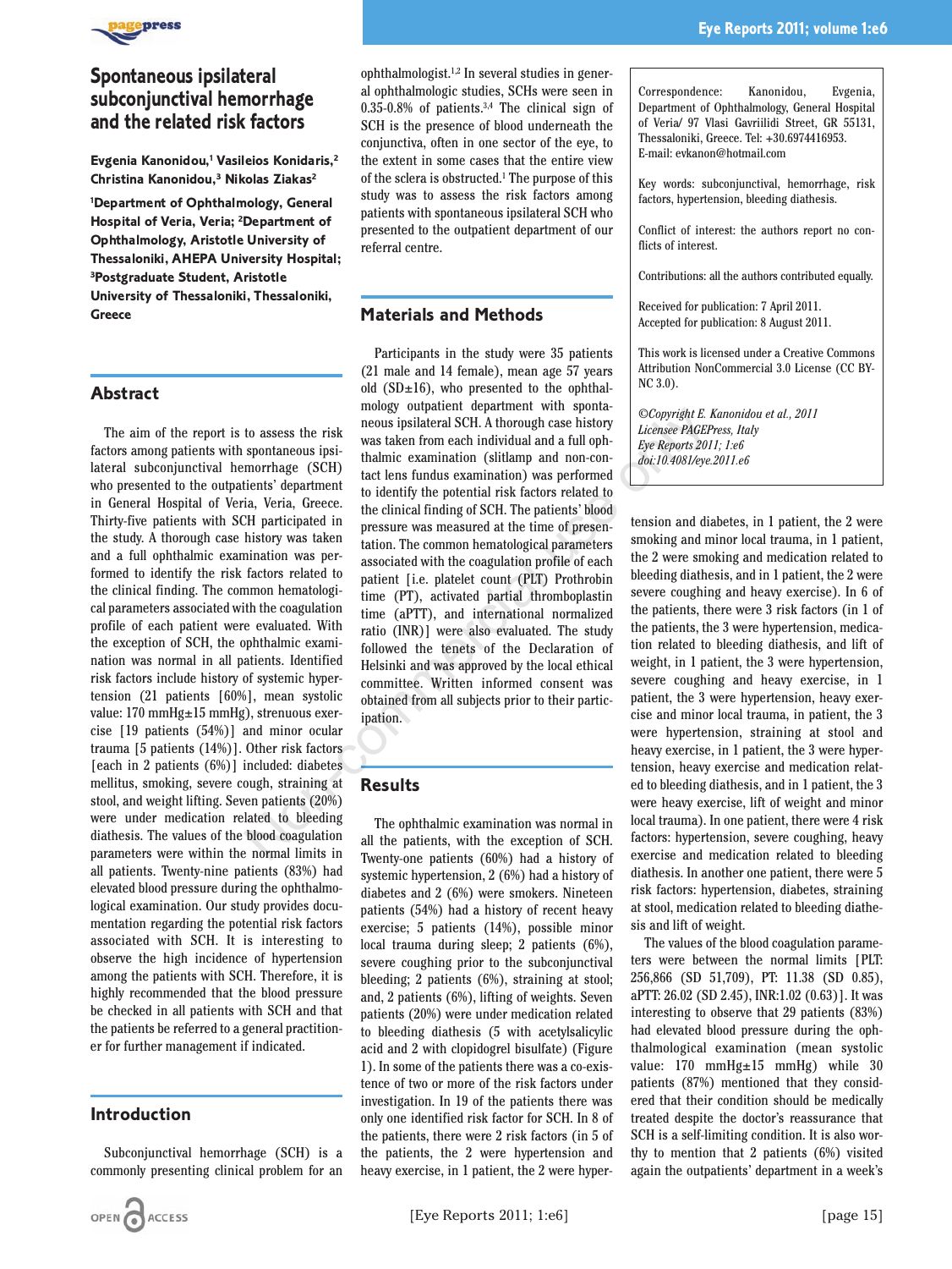# Spontaneous ipsilateral subconjunctival hemorrhage and the related risk factors

**Evgenia Kanonidou,[1] Vasileios Konidaris,[2] Christina Kanonidou,[3] Nikolas Ziakas[2]**

[1]Department of Ophthalmology, General Hospital of Veria, Veria; [2]Department of Ophthalmology, Aristotle University of Thessaloniki, AHEPA University Hospital; [3]Postgraduate Student, Aristotle University of Thessaloniki, Thessaloniki, Greece

## Abstract

The aim of the report is to assess the risk factors among patients with spontaneous ipsilateral subconjunctival hemorrhage (SCH) who presented to the outpatients' department in General Hospital of Veria, Veria, Greece. Thirty-five patients with SCH participated in the study. A thorough case history was taken and a full ophthalmic examination was performed to identify the risk factors related to the clinical finding. The common hematological parameters associated with the coagulation profile of each patient were evaluated. With the exception of SCH, the ophthalmic examination was normal in all patients. Identified risk factors include history of systemic hypertension (21 patients [60%], mean systolic value: 170 mmHg±15 mmHg), strenuous exercise [19 patients (54%)] and minor ocular trauma [5 patients (14%)]. Other risk factors [each in 2 patients (6%)] included: diabetes mellitus, smoking, severe cough, straining at stool, and weight lifting. Seven patients (20%) were under medication related to bleeding diathesis. The values of the blood coagulation parameters were within the normal limits in all patients. Twenty-nine patients (83%) had elevated blood pressure during the ophthalmological examination. Our study provides documentation regarding the potential risk factors associated with SCH. It is interesting to observe the high incidence of hypertension among the patients with SCH. Therefore, it is highly recommended that the blood pressure be checked in all patients with SCH and that the patients be referred to a general practitioner for further management if indicated.

## Introduction

Subconjunctival hemorrhage (SCH) is a commonly presenting clinical problem for an ophthalmologist.[1,2] In several studies in general ophthalmologic studies, SCHs were seen in 0.35-0.8% of patients.[3,4] The clinical sign of SCH is the presence of blood underneath the conjunctiva, often in one sector of the eye, to the extent in some cases that the entire view of the sclera is obstructed.[1] The purpose of this study was to assess the risk factors among patients with spontaneous ipsilateral SCH who presented to the outpatient department of our referral centre.

## Materials and Methods

Participants in the study were 35 patients (21 male and 14 female), mean age 57 years old (SD±16), who presented to the ophthalmology outpatient department with spontaneous ipsilateral SCH. A thorough case history was taken from each individual and a full ophthalmic examination (slitlamp and non-contact lens fundus examination) was performed to identify the potential risk factors related to the clinical finding of SCH. The patients' blood pressure was measured at the time of presentation. The common hematological parameters associated with the coagulation profile of each patient [i.e. platelet count (PLT) Prothrobin time (PT), activated partial thromboplastin time (aPTT), and international normalized ratio (INR)] were also evaluated. The study followed the tenets of the Declaration of Helsinki and was approved by the local ethical committee. Written informed consent was obtained from all subjects prior to their participation.

## Results

The ophthalmic examination was normal in all the patients, with the exception of SCH. Twenty-one patients (60%) had a history of systemic hypertension, 2 (6%) had a history of diabetes and 2 (6%) were smokers. Nineteen patients (54%) had a history of recent heavy exercise; 5 patients (14%), possible minor local trauma during sleep; 2 patients (6%), severe coughing prior to the subconjunctival bleeding; 2 patients (6%), straining at stool; and, 2 patients (6%), lifting of weights. Seven patients (20%) were under medication related to bleeding diathesis (5 with acetylsalicylic acid and 2 with clopidogrel bisulfate) (Figure 1). In some of the patients there was a co-existence of two or more of the risk factors under investigation. In 19 of the patients there was only one identified risk factor for SCH. In 8 of the patients, there were 2 risk factors (in 5 of the patients, the 2 were hypertension and heavy exercise, in 1 patient, the 2 were hypertension and diabetes, in 1 patient, the 2 were smoking and minor local trauma, in 1 patient, the 2 were smoking and medication related to bleeding diathesis, and in 1 patient, the 2 were severe coughing and heavy exercise). In 6 of the patients, there were 3 risk factors (in 1 of the patients, the 3 were hypertension, medication related to bleeding diathesis, and lift of weight, in 1 patient, the 3 were hypertension, severe coughing and heavy exercise, in 1 patient, the 3 were hypertension, heavy exercise and minor local trauma, in patient, the 3 were hypertension, straining at stool and heavy exercise, in 1 patient, the 3 were hypertension, heavy exercise and medication related to bleeding diathesis, and in 1 patient, the 3 were heavy exercise, lift of weight and minor local trauma). In one patient, there were 4 risk factors: hypertension, severe coughing, heavy exercise and medication related to bleeding diathesis. In another one patient, there were 5 risk factors: hypertension, diabetes, straining at stool, medication related to bleeding diathesis and lift of weight.

The values of the blood coagulation parameters were between the normal limits [PLT: 256,866 (SD 51,709), PT: 11.38 (SD 0.85), aPTT: 26.02 (SD 2.45), INR:1.02 (0.63)]. It was interesting to observe that 29 patients (83%) had elevated blood pressure during the ophthalmological examination (mean systolic value: 170 mmHg±15 mmHg) while 30 patients (87%) mentioned that they considered that their condition should be medically treated despite the doctor's reassurance that SCH is a self-limiting condition. It is also worthy to mention that 2 patients (6%) visited again the outpatients' department in a week's

Correspondence: Kanonidou, Evgenia, Department of Ophthalmology, General Hospital of Veria/ 97 Vlasi Gavriilidi Street, GR 55131, Thessaloniki, Greece. Tel: +30.6974416953. E-mail: evkanon@hotmail.com

Key words: subconjunctival, hemorrhage, risk factors, hypertension, bleeding diathesis.

Conflict of interest: the authors report no conflicts of interest.

Contributions: all the authors contributed equally.

Received for publication: 7 April 2011. Accepted for publication: 8 August 2011.

This work is licensed under a Creative Commons Attribution NonCommercial 3.0 License (CC BY-NC 3.0).

*©Copyright E. Kanonidou et al., 2011*
*Licensee PAGEPress, Italy*
*Eye Reports 2011; 1:e6*
*doi:10.4081/eye.2011.e6*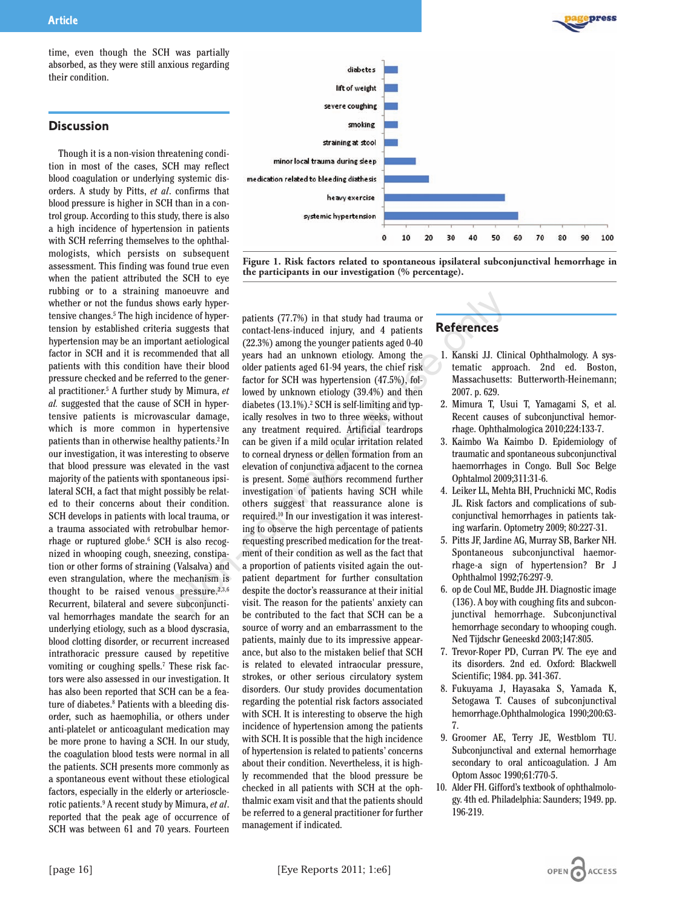time, even though the SCH was partially absorbed, as they were still anxious regarding their condition.

## Discussion

Though it is a non-vision threatening condition in most of the cases, SCH may reflect blood coagulation or underlying systemic disorders. A study by Pitts, *et al*. confirms that blood pressure is higher in SCH than in a control group. According to this study, there is also a high incidence of hypertension in patients with SCH referring themselves to the ophthalmologists, which persists on subsequent assessment. This finding was found true even when the patient attributed the SCH to eye rubbing or to a straining manoeuvre and whether or not the fundus shows early hypertensive changes.[5] The high incidence of hypertension by established criteria suggests that hypertension may be an important aetiological factor in SCH and it is recommended that all patients with this condition have their blood pressure checked and be referred to the general practitioner.[5] A further study by Mimura, *et al.* suggested that the cause of SCH in hypertensive patients is microvascular damage, which is more common in hypertensive patients than in otherwise healthy patients.[2] In our investigation, it was interesting to observe that blood pressure was elevated in the vast majority of the patients with spontaneous ipsilateral SCH, a fact that might possibly be related to their concerns about their condition. SCH develops in patients with local trauma, or a trauma associated with retrobulbar hemorrhage or ruptured globe.[6] SCH is also recognized in whooping cough, sneezing, constipation or other forms of straining (Valsalva) and even strangulation, where the mechanism is thought to be raised venous pressure.[2,3,6] Recurrent, bilateral and severe subconjunctival hemorrhages mandate the search for an underlying etiology, such as a blood dyscrasia, blood clotting disorder, or recurrent increased intrathoracic pressure caused by repetitive vomiting or coughing spells.[7] These risk factors were also assessed in our investigation. It has also been reported that SCH can be a feature of diabetes.[8] Patients with a bleeding disorder, such as haemophilia, or others under anti-platelet or anticoagulant medication may be more prone to having a SCH. In our study, the coagulation blood tests were normal in all the patients. SCH presents more commonly as a spontaneous event without these etiological factors, especially in the elderly or arteriosclerotic patients.[9] A recent study by Mimura, *et al*. reported that the peak age of occurrence of SCH was between 61 and 70 years. Fourteen patients (77.7%) in that study had trauma or contact-lens-induced injury, and 4 patients (22.3%) among the younger patients aged 0-40 years had an unknown etiology. Among the older patients aged 61-94 years, the chief risk factor for SCH was hypertension (47.5%), followed by unknown etiology (39.4%) and then diabetes (13.1%).[2] SCH is self-limiting and typically resolves in two to three weeks, without any treatment required. Artificial teardrops can be given if a mild ocular irritation related to corneal dryness or dellen formation from an elevation of conjunctiva adjacent to the cornea is present. Some authors recommend further investigation of patients having SCH while others suggest that reassurance alone is required.[10] In our investigation it was interesting to observe the high percentage of patients requesting prescribed medication for the treatment of their condition as well as the fact that a proportion of patients visited again the outpatient department for further consultation despite the doctor's reassurance at their initial visit. The reason for the patients' anxiety can be contributed to the fact that SCH can be a source of worry and an embarrassment to the patients, mainly due to its impressive appearance, but also to the mistaken belief that SCH is related to elevated intraocular pressure, strokes, or other serious circulatory system disorders. Our study provides documentation regarding the potential risk factors associated with SCH. It is interesting to observe the high incidence of hypertension among the patients with SCH. It is possible that the high incidence of hypertension is related to patients' concerns about their condition. Nevertheless, it is highly recommended that the blood pressure be checked in all patients with SCH at the ophthalmic exam visit and that the patients should be referred to a general practitioner for further management if indicated.

diabetes
lift of weight
severe coughing
smoking
straining at stool
minor local trauma during sleep
medication related to bleeding diathesis
heavy exercise
systemic hypertension
0 10 20 30 40 50 60 70 80 90 100

**Figure 1. Risk factors related to spontaneous ipsilateral subconjunctival hemorrhage in the participants in our investigation (% percentage).**

## References

1. Kanski JJ. Clinical Ophthalmology. A systematic approach. 2nd ed. Boston, Massachusetts: Butterworth-Heinemann; 2007. p. 629.
2. Mimura T, Usui T, Yamagami S, et al. Recent causes of subconjunctival hemorrhage. Ophthalmologica 2010;224:133-7.
3. Kaimbo Wa Kaimbo D. Epidemiology of traumatic and spontaneous subconjunctival haemorrhages in Congo. Bull Soc Belge Ophtalmol 2009;311:31-6.
4. Leiker LL, Mehta BH, Pruchnicki MC, Rodis JL. Risk factors and complications of subconjunctival hemorrhages in patients taking warfarin. Optometry 2009; 80:227-31.
5. Pitts JF, Jardine AG, Murray SB, Barker NH. Spontaneous subconjunctival haemorrhage-a sign of hypertension? Br J Ophthalmol 1992;76:297-9.
6. op de Coul ME, Budde JH. Diagnostic image (136). A boy with coughing fits and subconjunctival hemorrhage. Subconjunctival hemorrhage secondary to whooping cough. Ned Tijdschr Geneeskd 2003;147:805.
7. Trevor-Roper PD, Curran PV. The eye and its disorders. 2nd ed. Oxford: Blackwell Scientific; 1984. pp. 341-367.
8. Fukuyama J, Hayasaka S, Yamada K, Setogawa T. Causes of subconjunctival hemorrhage.Ophthalmologica 1990;200:63-7.
9. Groomer AE, Terry JE, Westblom TU. Subconjunctival and external hemorrhage secondary to oral anticoagulation. J Am Optom Assoc 1990;61:770-5.
10. Alder FH. Gifford's textbook of ophthalmology. 4th ed. Philadelphia: Saunders; 1949. pp. 196-219.